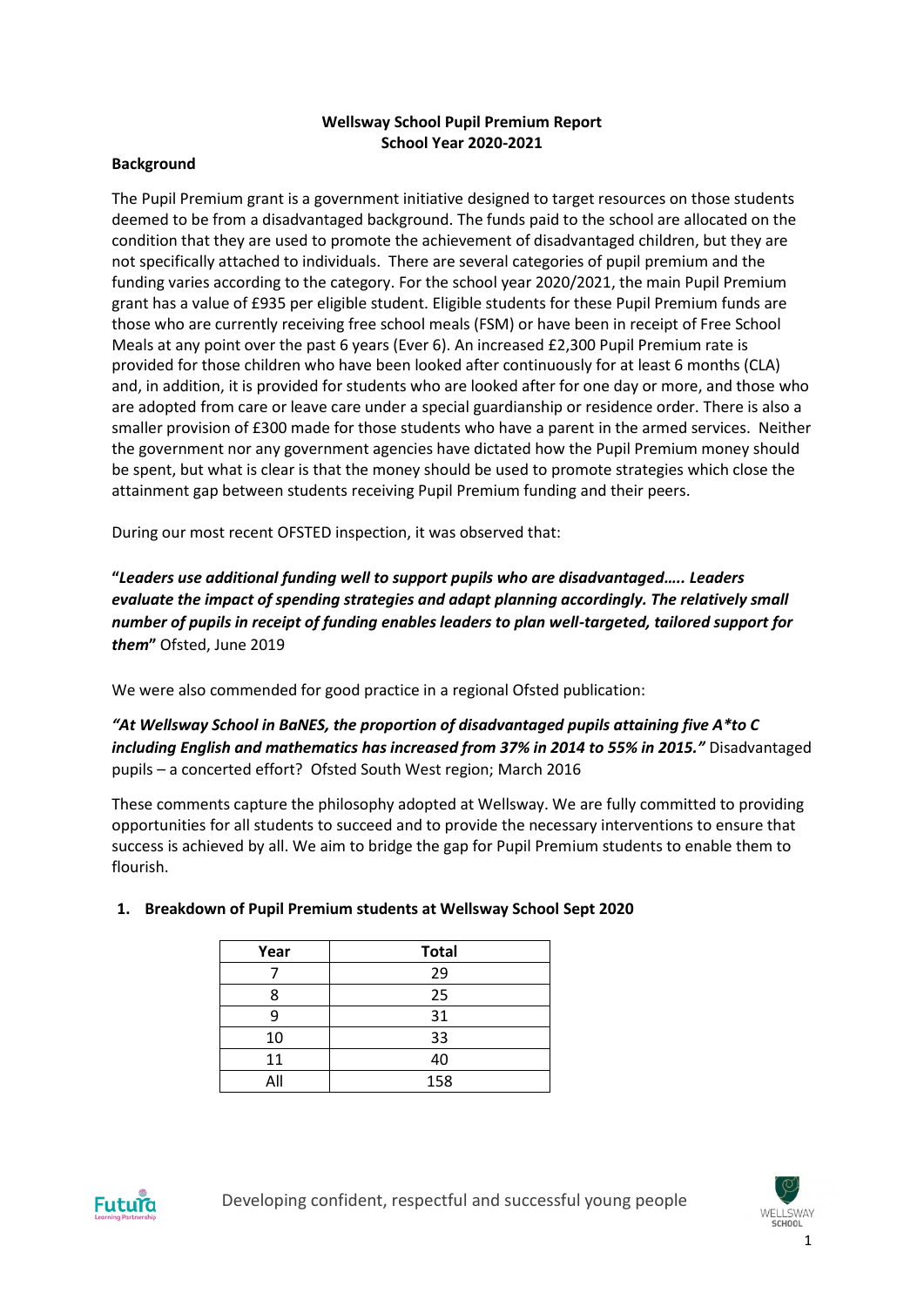**Wellsway School Pupil Premium Report**
**School Year 2020-2021**

**Background**

The Pupil Premium grant is a government initiative designed to target resources on those students deemed to be from a disadvantaged background. The funds paid to the school are allocated on the condition that they are used to promote the achievement of disadvantaged children, but they are not specifically attached to individuals. There are several categories of pupil premium and the funding varies according to the category. For the school year 2020/2021, the main Pupil Premium grant has a value of £935 per eligible student. Eligible students for these Pupil Premium funds are those who are currently receiving free school meals (FSM) or have been in receipt of Free School Meals at any point over the past 6 years (Ever 6). An increased £2,300 Pupil Premium rate is provided for those children who have been looked after continuously for at least 6 months (CLA) and, in addition, it is provided for students who are looked after for one day or more, and those who are adopted from care or leave care under a special guardianship or residence order. There is also a smaller provision of £300 made for those students who have a parent in the armed services. Neither the government nor any government agencies have dictated how the Pupil Premium money should be spent, but what is clear is that the money should be used to promote strategies which close the attainment gap between students receiving Pupil Premium funding and their peers.

During our most recent OFSTED inspection, it was observed that:

**"*Leaders use additional funding well to support pupils who are disadvantaged….. Leaders evaluate the impact of spending strategies and adapt planning accordingly. The relatively small number of pupils in receipt of funding enables leaders to plan well-targeted, tailored support for them*"** Ofsted, June 2019

We were also commended for good practice in a regional Ofsted publication:

***"At Wellsway School in BaNES, the proportion of disadvantaged pupils attaining five A\*to C including English and mathematics has increased from 37% in 2014 to 55% in 2015."*** Disadvantaged pupils – a concerted effort? Ofsted South West region; March 2016

These comments capture the philosophy adopted at Wellsway. We are fully committed to providing opportunities for all students to succeed and to provide the necessary interventions to ensure that success is achieved by all. We aim to bridge the gap for Pupil Premium students to enable them to flourish.

## 1. Breakdown of Pupil Premium students at Wellsway School Sept 2020

| Year | Total |
|---|---|
| 7 | 29 |
| 8 | 25 |
| 9 | 31 |
| 10 | 33 |
| 11 | 40 |
| All | 158 |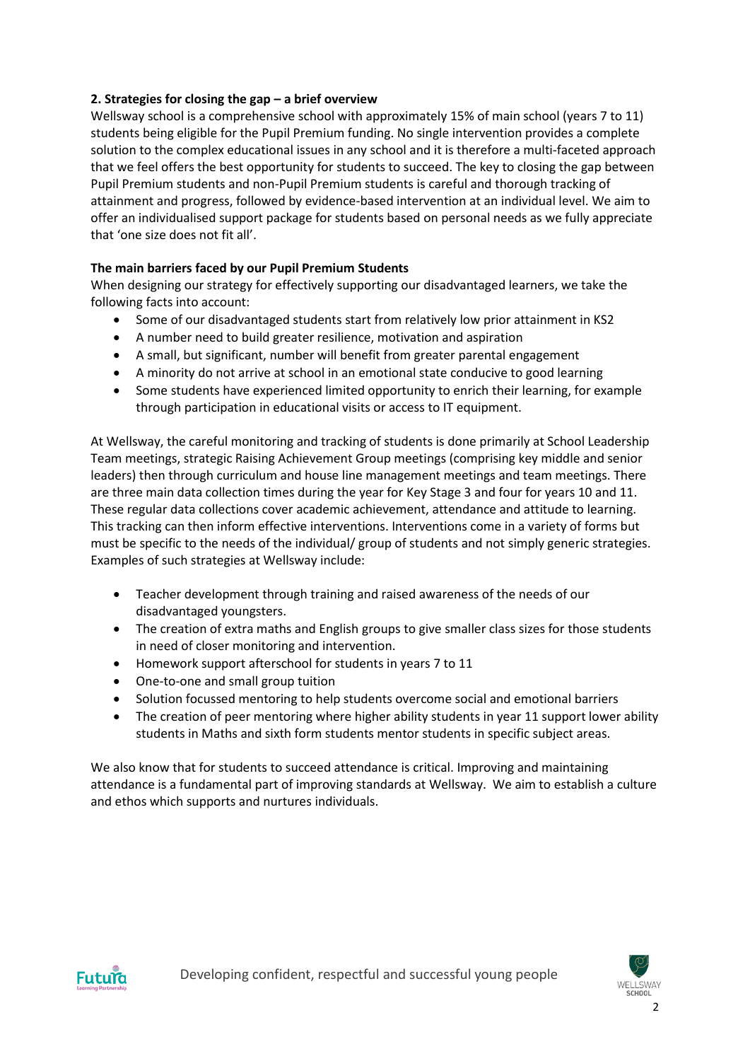## 2. Strategies for closing the gap – a brief overview

Wellsway school is a comprehensive school with approximately 15% of main school (years 7 to 11) students being eligible for the Pupil Premium funding. No single intervention provides a complete solution to the complex educational issues in any school and it is therefore a multi-faceted approach that we feel offers the best opportunity for students to succeed. The key to closing the gap between Pupil Premium students and non-Pupil Premium students is careful and thorough tracking of attainment and progress, followed by evidence-based intervention at an individual level. We aim to offer an individualised support package for students based on personal needs as we fully appreciate that 'one size does not fit all'.

### The main barriers faced by our Pupil Premium Students

When designing our strategy for effectively supporting our disadvantaged learners, we take the following facts into account:

- Some of our disadvantaged students start from relatively low prior attainment in KS2
- A number need to build greater resilience, motivation and aspiration
- A small, but significant, number will benefit from greater parental engagement
- A minority do not arrive at school in an emotional state conducive to good learning
- Some students have experienced limited opportunity to enrich their learning, for example through participation in educational visits or access to IT equipment.

At Wellsway, the careful monitoring and tracking of students is done primarily at School Leadership Team meetings, strategic Raising Achievement Group meetings (comprising key middle and senior leaders) then through curriculum and house line management meetings and team meetings. There are three main data collection times during the year for Key Stage 3 and four for years 10 and 11. These regular data collections cover academic achievement, attendance and attitude to learning. This tracking can then inform effective interventions. Interventions come in a variety of forms but must be specific to the needs of the individual/ group of students and not simply generic strategies. Examples of such strategies at Wellsway include:

- Teacher development through training and raised awareness of the needs of our disadvantaged youngsters.
- The creation of extra maths and English groups to give smaller class sizes for those students in need of closer monitoring and intervention.
- Homework support afterschool for students in years 7 to 11
- One-to-one and small group tuition
- Solution focussed mentoring to help students overcome social and emotional barriers
- The creation of peer mentoring where higher ability students in year 11 support lower ability students in Maths and sixth form students mentor students in specific subject areas.

We also know that for students to succeed attendance is critical. Improving and maintaining attendance is a fundamental part of improving standards at Wellsway. We aim to establish a culture and ethos which supports and nurtures individuals.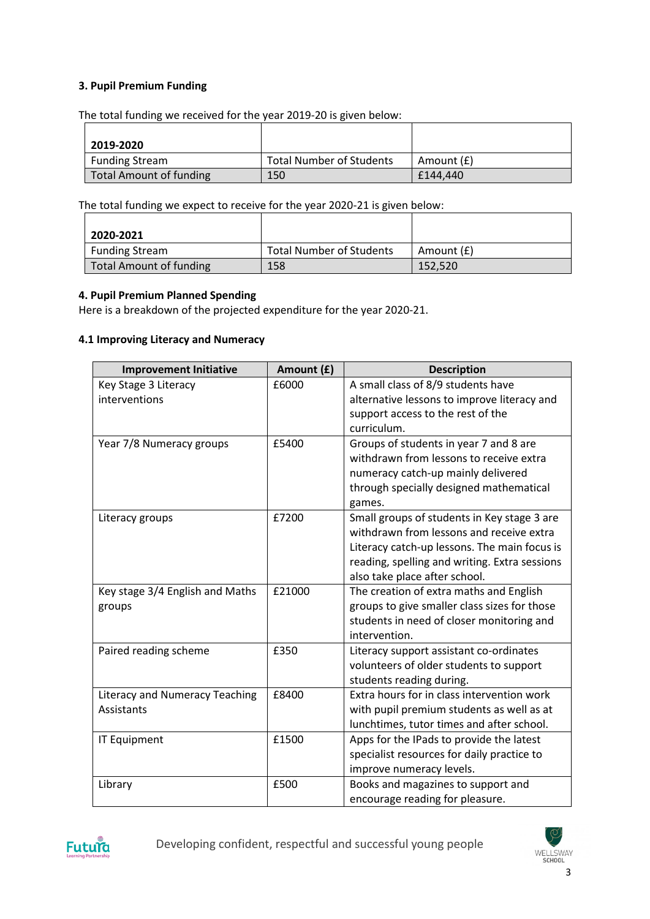### 3. Pupil Premium Funding

The total funding we received for the year 2019-20 is given below:

| **2019-2020** | | |
|---|---|---|
| Funding Stream | Total Number of Students | Amount (£) |
| Total Amount of funding | 150 | £144,440 |

The total funding we expect to receive for the year 2020-21 is given below:

| **2020-2021** | | |
|---|---|---|
| Funding Stream | Total Number of Students | Amount (£) |
| Total Amount of funding | 158 | 152,520 |

### 4. Pupil Premium Planned Spending

Here is a breakdown of the projected expenditure for the year 2020-21.

#### 4.1 Improving Literacy and Numeracy

| Improvement Initiative | Amount (£) | Description |
|---|---|---|
| Key Stage 3 Literacy interventions | £6000 | A small class of 8/9 students have alternative lessons to improve literacy and support access to the rest of the curriculum. |
| Year 7/8 Numeracy groups | £5400 | Groups of students in year 7 and 8 are withdrawn from lessons to receive extra numeracy catch-up mainly delivered through specially designed mathematical games. |
| Literacy groups | £7200 | Small groups of students in Key stage 3 are withdrawn from lessons and receive extra Literacy catch-up lessons. The main focus is reading, spelling and writing. Extra sessions also take place after school. |
| Key stage 3/4 English and Maths groups | £21000 | The creation of extra maths and English groups to give smaller class sizes for those students in need of closer monitoring and intervention. |
| Paired reading scheme | £350 | Literacy support assistant co-ordinates volunteers of older students to support students reading during. |
| Literacy and Numeracy Teaching Assistants | £8400 | Extra hours for in class intervention work with pupil premium students as well as at lunchtimes, tutor times and after school. |
| IT Equipment | £1500 | Apps for the IPads to provide the latest specialist resources for daily practice to improve numeracy levels. |
| Library | £500 | Books and magazines to support and encourage reading for pleasure. |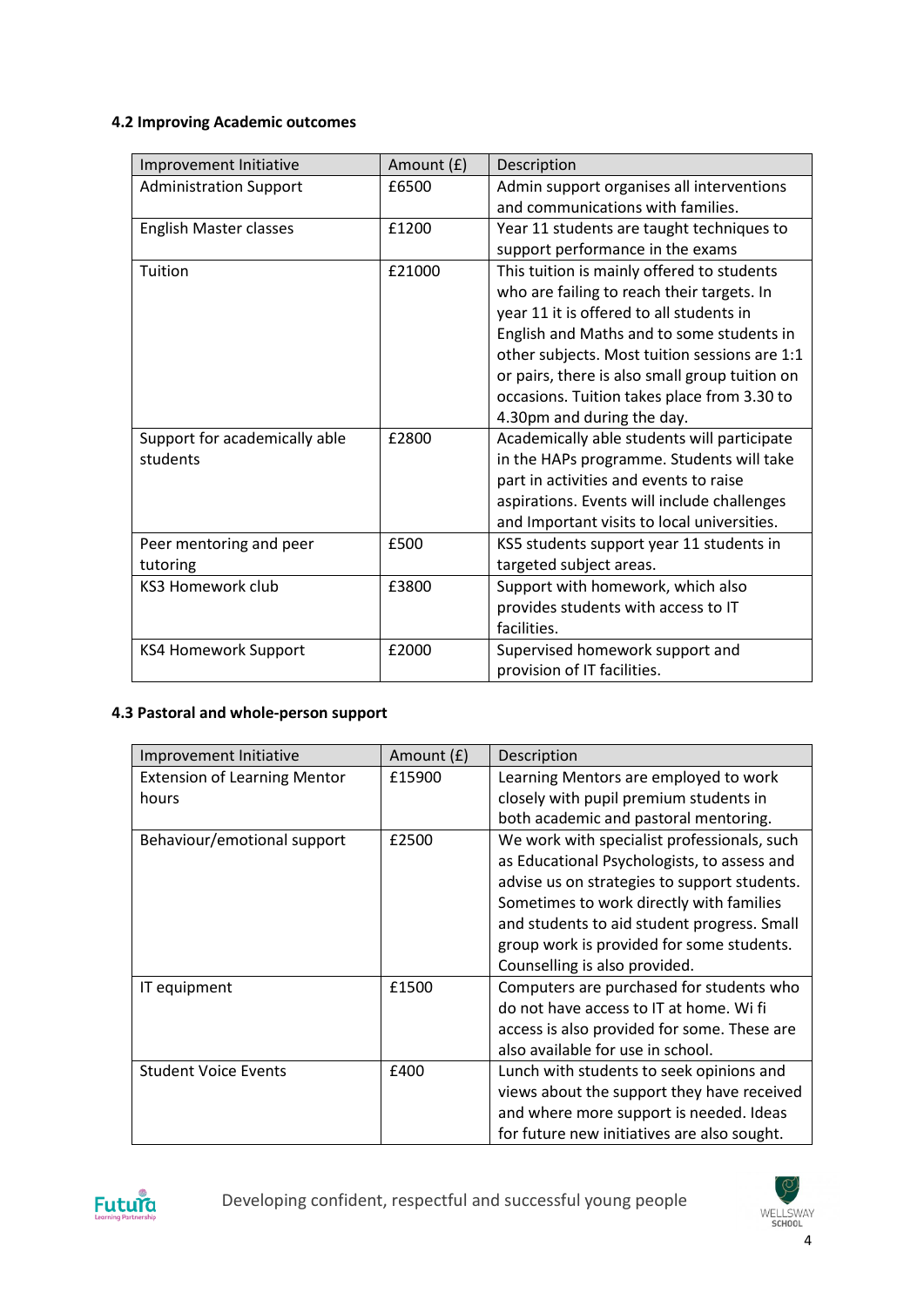### 4.2 Improving Academic outcomes

| Improvement Initiative | Amount (£) | Description |
| --- | --- | --- |
| Administration Support | £6500 | Admin support organises all interventions and communications with families. |
| English Master classes | £1200 | Year 11 students are taught techniques to support performance in the exams |
| Tuition | £21000 | This tuition is mainly offered to students who are failing to reach their targets. In year 11 it is offered to all students in English and Maths and to some students in other subjects. Most tuition sessions are 1:1 or pairs, there is also small group tuition on occasions. Tuition takes place from 3.30 to 4.30pm and during the day. |
| Support for academically able students | £2800 | Academically able students will participate in the HAPs programme. Students will take part in activities and events to raise aspirations. Events will include challenges and Important visits to local universities. |
| Peer mentoring and peer tutoring | £500 | KS5 students support year 11 students in targeted subject areas. |
| KS3 Homework club | £3800 | Support with homework, which also provides students with access to IT facilities. |
| KS4 Homework Support | £2000 | Supervised homework support and provision of IT facilities. |

### 4.3 Pastoral and whole-person support

| Improvement Initiative | Amount (£) | Description |
| --- | --- | --- |
| Extension of Learning Mentor hours | £15900 | Learning Mentors are employed to work closely with pupil premium students in both academic and pastoral mentoring. |
| Behaviour/emotional support | £2500 | We work with specialist professionals, such as Educational Psychologists, to assess and advise us on strategies to support students. Sometimes to work directly with families and students to aid student progress. Small group work is provided for some students. Counselling is also provided. |
| IT equipment | £1500 | Computers are purchased for students who do not have access to IT at home. Wi fi access is also provided for some. These are also available for use in school. |
| Student Voice Events | £400 | Lunch with students to seek opinions and views about the support they have received and where more support is needed. Ideas for future new initiatives are also sought. |

Developing confident, respectful and successful young people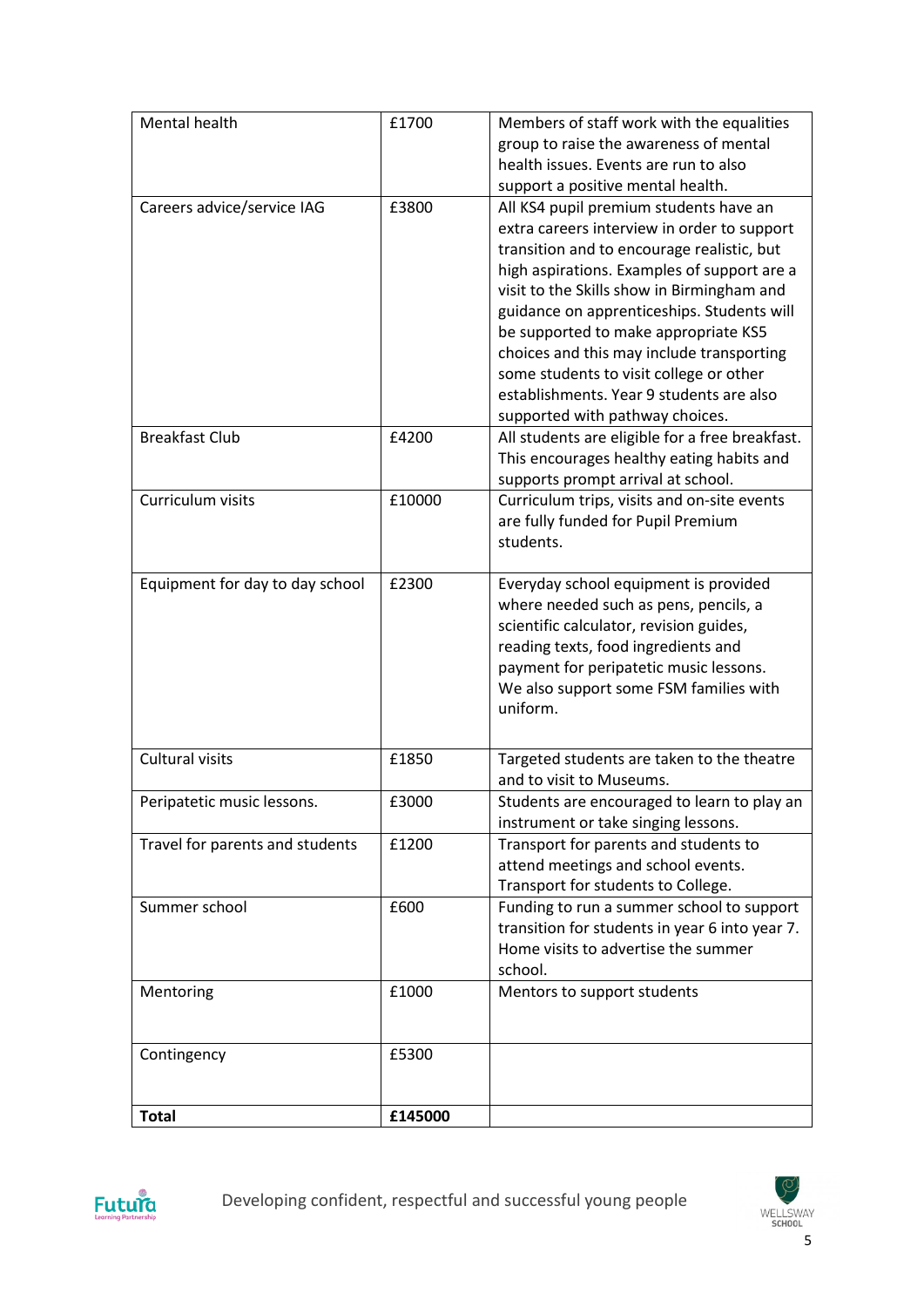| Mental health | £1700 | Members of staff work with the equalities group to raise the awareness of mental health issues. Events are run to also support a positive mental health. |
|---|---|---|
| Careers advice/service IAG | £3800 | All KS4 pupil premium students have an extra careers interview in order to support transition and to encourage realistic, but high aspirations. Examples of support are a visit to the Skills show in Birmingham and guidance on apprenticeships. Students will be supported to make appropriate KS5 choices and this may include transporting some students to visit college or other establishments. Year 9 students are also supported with pathway choices. |
| Breakfast Club | £4200 | All students are eligible for a free breakfast. This encourages healthy eating habits and supports prompt arrival at school. |
| Curriculum visits | £10000 | Curriculum trips, visits and on-site events are fully funded for Pupil Premium students. |
| Equipment for day to day school | £2300 | Everyday school equipment is provided where needed such as pens, pencils, a scientific calculator, revision guides, reading texts, food ingredients and payment for peripatetic music lessons. We also support some FSM families with uniform. |
| Cultural visits | £1850 | Targeted students are taken to the theatre and to visit to Museums. |
| Peripatetic music lessons. | £3000 | Students are encouraged to learn to play an instrument or take singing lessons. |
| Travel for parents and students | £1200 | Transport for parents and students to attend meetings and school events. Transport for students to College. |
| Summer school | £600 | Funding to run a summer school to support transition for students in year 6 into year 7. Home visits to advertise the summer school. |
| Mentoring | £1000 | Mentors to support students |
| Contingency | £5300 | |
| **Total** | **£145000** | |

Developing confident, respectful and successful young people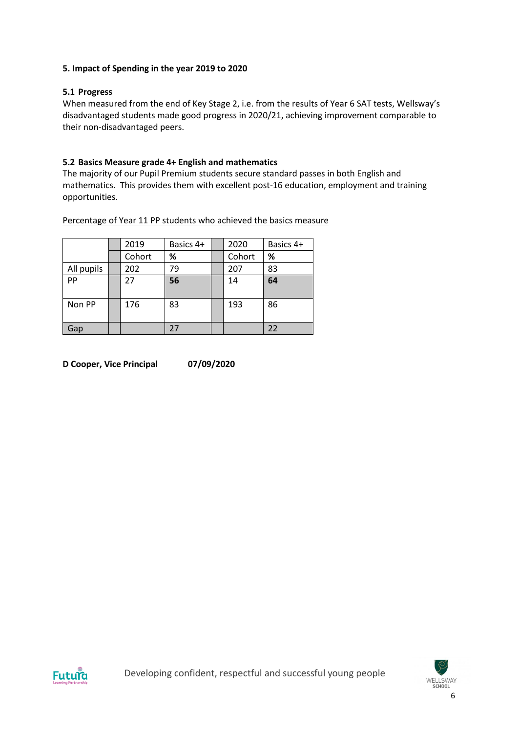### 5. Impact of Spending in the year 2019 to 2020

#### 5.1 Progress

When measured from the end of Key Stage 2, i.e. from the results of Year 6 SAT tests, Wellsway's disadvantaged students made good progress in 2020/21, achieving improvement comparable to their non-disadvantaged peers.

#### 5.2 Basics Measure grade 4+ English and mathematics

The majority of our Pupil Premium students secure standard passes in both English and mathematics. This provides them with excellent post-16 education, employment and training opportunities.

Percentage of Year 11 PP students who achieved the basics measure

| | | 2019 | Basics 4+ | | 2020 | Basics 4+ |
|---|---|---|---|---|---|---|
| | | Cohort | **%** | | Cohort | **%** |
| All pupils | | 202 | 79 | | 207 | 83 |
| PP | | 27 | **56** | | 14 | **64** |
| Non PP | | 176 | 83 | | 193 | 86 |
| Gap | | | 27 | | | 22 |

**D Cooper, Vice Principal 07/09/2020**

Developing confident, respectful and successful young people